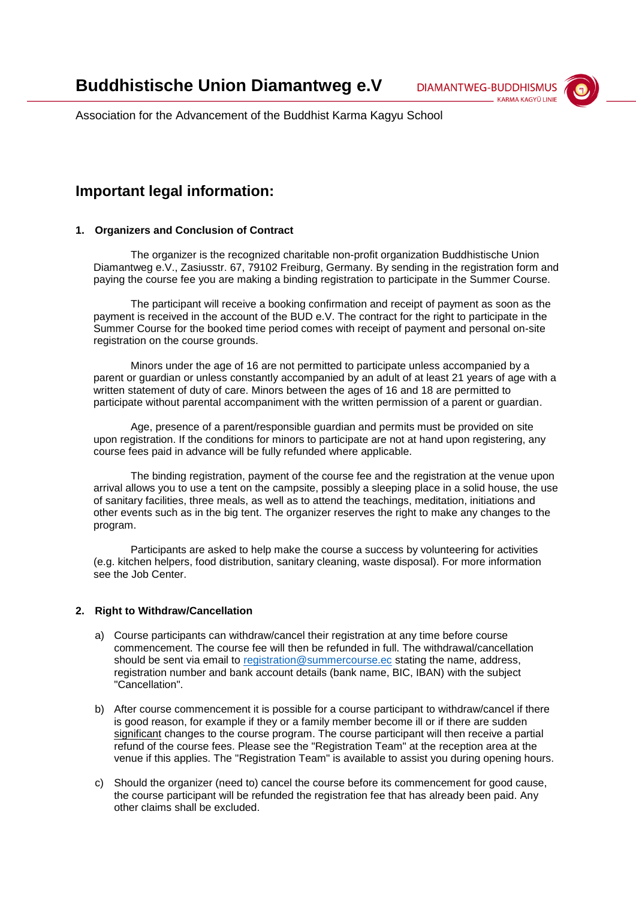# Buddhistische Union Diamantweg e.V

DIAMANTWEG-BUDDHISMUS
KARMA KAGYÜ LINIE

Association for the Advancement of the Buddhist Karma Kagyu School

## Important legal information:

### 1. Organizers and Conclusion of Contract

The organizer is the recognized charitable non-profit organization Buddhistische Union Diamantweg e.V., Zasiusstr. 67, 79102 Freiburg, Germany. By sending in the registration form and paying the course fee you are making a binding registration to participate in the Summer Course.

The participant will receive a booking confirmation and receipt of payment as soon as the payment is received in the account of the BUD e.V. The contract for the right to participate in the Summer Course for the booked time period comes with receipt of payment and personal on-site registration on the course grounds.

Minors under the age of 16 are not permitted to participate unless accompanied by a parent or guardian or unless constantly accompanied by an adult of at least 21 years of age with a written statement of duty of care. Minors between the ages of 16 and 18 are permitted to participate without parental accompaniment with the written permission of a parent or guardian.

Age, presence of a parent/responsible guardian and permits must be provided on site upon registration. If the conditions for minors to participate are not at hand upon registering, any course fees paid in advance will be fully refunded where applicable.

The binding registration, payment of the course fee and the registration at the venue upon arrival allows you to use a tent on the campsite, possibly a sleeping place in a solid house, the use of sanitary facilities, three meals, as well as to attend the teachings, meditation, initiations and other events such as in the big tent. The organizer reserves the right to make any changes to the program.

Participants are asked to help make the course a success by volunteering for activities (e.g. kitchen helpers, food distribution, sanitary cleaning, waste disposal). For more information see the Job Center.

### 2. Right to Withdraw/Cancellation

a) Course participants can withdraw/cancel their registration at any time before course commencement. The course fee will then be refunded in full. The withdrawal/cancellation should be sent via email to registration@summercourse.ec stating the name, address, registration number and bank account details (bank name, BIC, IBAN) with the subject "Cancellation".

b) After course commencement it is possible for a course participant to withdraw/cancel if there is good reason, for example if they or a family member become ill or if there are sudden significant changes to the course program. The course participant will then receive a partial refund of the course fees. Please see the "Registration Team" at the reception area at the venue if this applies. The "Registration Team" is available to assist you during opening hours.

c) Should the organizer (need to) cancel the course before its commencement for good cause, the course participant will be refunded the registration fee that has already been paid. Any other claims shall be excluded.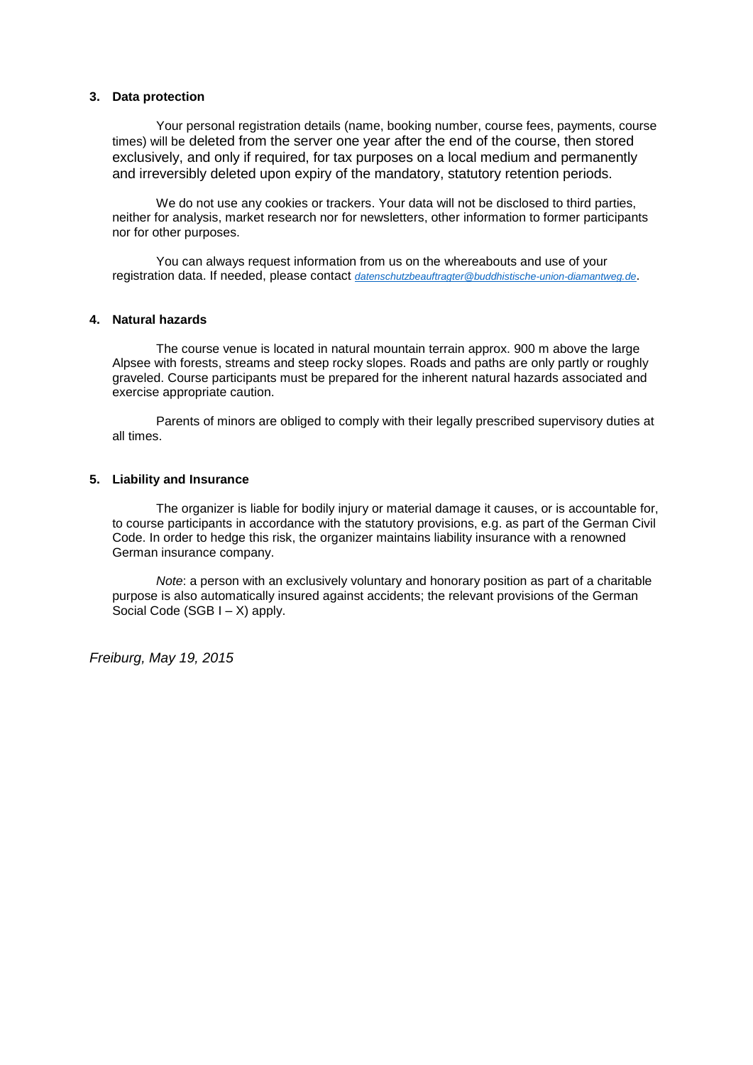### 3. Data protection

Your personal registration details (name, booking number, course fees, payments, course times) will be deleted from the server one year after the end of the course, then stored exclusively, and only if required, for tax purposes on a local medium and permanently and irreversibly deleted upon expiry of the mandatory, statutory retention periods.

We do not use any cookies or trackers. Your data will not be disclosed to third parties, neither for analysis, market research nor for newsletters, other information to former participants nor for other purposes.

You can always request information from us on the whereabouts and use of your registration data. If needed, please contact *datenschutzbeauftragter@buddhistische-union-diamantweg.de*.

### 4. Natural hazards

The course venue is located in natural mountain terrain approx. 900 m above the large Alpsee with forests, streams and steep rocky slopes. Roads and paths are only partly or roughly graveled. Course participants must be prepared for the inherent natural hazards associated and exercise appropriate caution.

Parents of minors are obliged to comply with their legally prescribed supervisory duties at all times.

### 5. Liability and Insurance

The organizer is liable for bodily injury or material damage it causes, or is accountable for, to course participants in accordance with the statutory provisions, e.g. as part of the German Civil Code. In order to hedge this risk, the organizer maintains liability insurance with a renowned German insurance company.

*Note*: a person with an exclusively voluntary and honorary position as part of a charitable purpose is also automatically insured against accidents; the relevant provisions of the German Social Code (SGB I – X) apply.

*Freiburg, May 19, 2015*